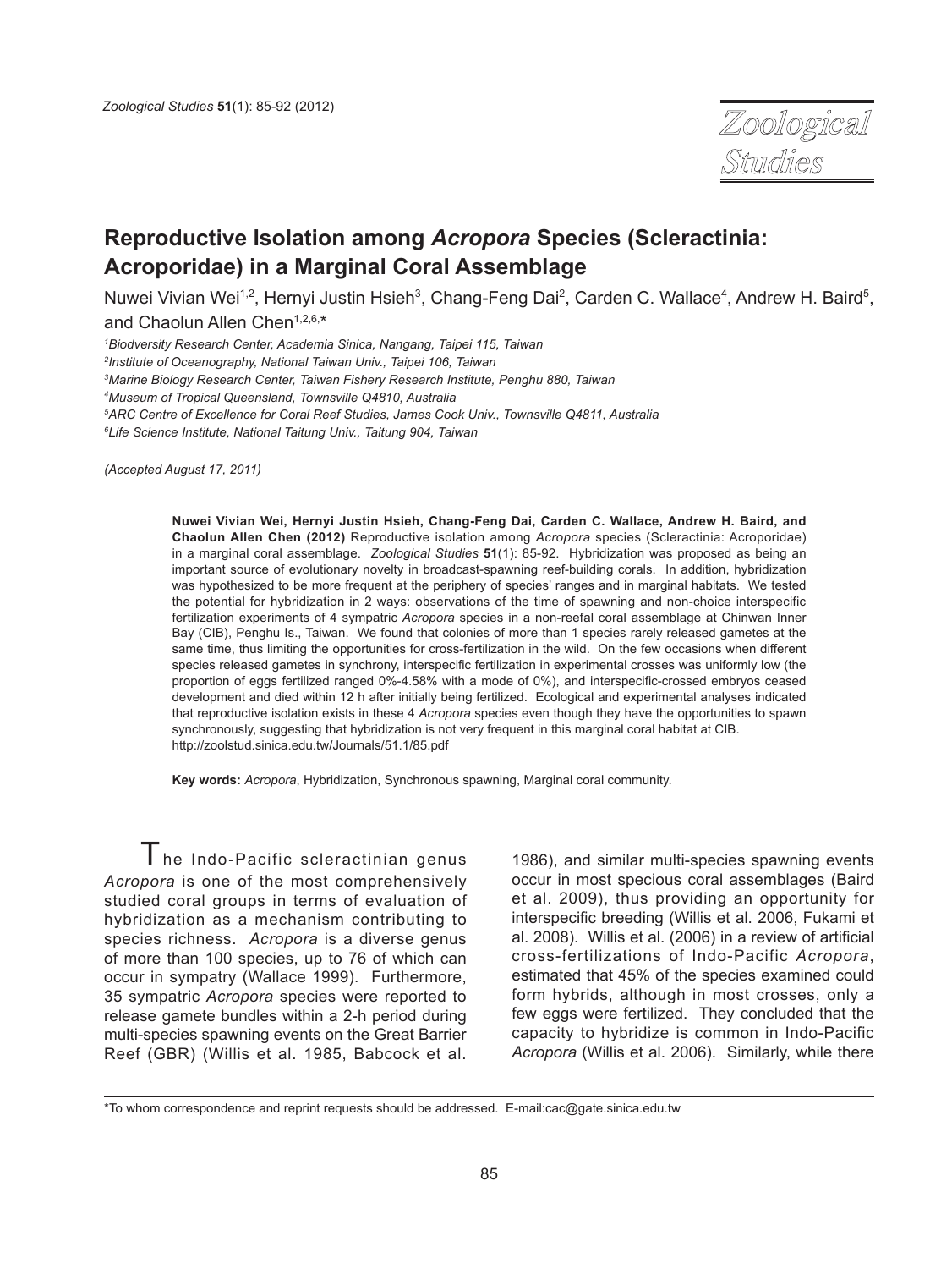# Reproductive Isolation among *Acropora* Species (Scleractinia: Acroporidae) in a Marginal Coral Assemblage

Nuwei Vivian Wei[1,2], Hernyi Justin Hsieh[3], Chang-Feng Dai[2], Carden C. Wallace[4], Andrew H. Baird[5], and Chaolun Allen Chen[1,2,6,*]

[1]*Biodversity Research Center, Academia Sinica, Nangang, Taipei 115, Taiwan*
[2]*Institute of Oceanography, National Taiwan Univ., Taipei 106, Taiwan*
[3]*Marine Biology Research Center, Taiwan Fishery Research Institute, Penghu 880, Taiwan*
[4]*Museum of Tropical Queensland, Townsville Q4810, Australia*
[5]*ARC Centre of Excellence for Coral Reef Studies, James Cook Univ., Townsville Q4811, Australia*
[6]*Life Science Institute, National Taitung Univ., Taitung 904, Taiwan*

*(Accepted August 17, 2011)*

**Nuwei Vivian Wei, Hernyi Justin Hsieh, Chang-Feng Dai, Carden C. Wallace, Andrew H. Baird, and Chaolun Allen Chen (2012)** Reproductive isolation among *Acropora* species (Scleractinia: Acroporidae) in a marginal coral assemblage. *Zoological Studies* **51**(1): 85-92. Hybridization was proposed as being an important source of evolutionary novelty in broadcast-spawning reef-building corals. In addition, hybridization was hypothesized to be more frequent at the periphery of species' ranges and in marginal habitats. We tested the potential for hybridization in 2 ways: observations of the time of spawning and non-choice interspecific fertilization experiments of 4 sympatric *Acropora* species in a non-reefal coral assemblage at Chinwan Inner Bay (CIB), Penghu Is., Taiwan. We found that colonies of more than 1 species rarely released gametes at the same time, thus limiting the opportunities for cross-fertilization in the wild. On the few occasions when different species released gametes in synchrony, interspecific fertilization in experimental crosses was uniformly low (the proportion of eggs fertilized ranged 0%-4.58% with a mode of 0%), and interspecific-crossed embryos ceased development and died within 12 h after initially being fertilized. Ecological and experimental analyses indicated that reproductive isolation exists in these 4 *Acropora* species even though they have the opportunities to spawn synchronously, suggesting that hybridization is not very frequent in this marginal coral habitat at CIB. http://zoolstud.sinica.edu.tw/Journals/51.1/85.pdf

**Key words:** *Acropora*, Hybridization, Synchronous spawning, Marginal coral community.

The Indo-Pacific scleractinian genus *Acropora* is one of the most comprehensively studied coral groups in terms of evaluation of hybridization as a mechanism contributing to species richness. *Acropora* is a diverse genus of more than 100 species, up to 76 of which can occur in sympatry (Wallace 1999). Furthermore, 35 sympatric *Acropora* species were reported to release gamete bundles within a 2-h period during multi-species spawning events on the Great Barrier Reef (GBR) (Willis et al. 1985, Babcock et al. 1986), and similar multi-species spawning events occur in most specious coral assemblages (Baird et al. 2009), thus providing an opportunity for interspecific breeding (Willis et al. 2006, Fukami et al. 2008). Willis et al. (2006) in a review of artificial cross-fertilizations of Indo-Pacific *Acropora*, estimated that 45% of the species examined could form hybrids, although in most crosses, only a few eggs were fertilized. They concluded that the capacity to hybridize is common in Indo-Pacific *Acropora* (Willis et al. 2006). Similarly, while there

*To whom correspondence and reprint requests should be addressed. E-mail:cac@gate.sinica.edu.tw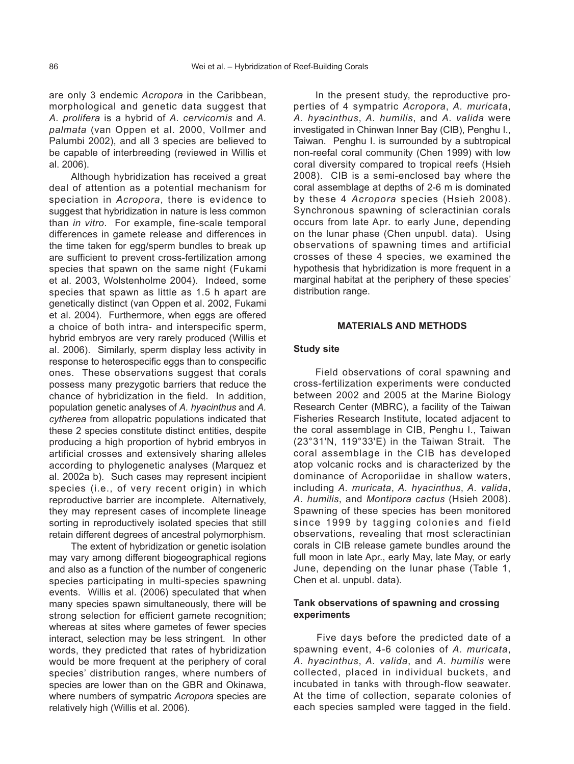are only 3 endemic *Acropora* in the Caribbean, morphological and genetic data suggest that *A. prolifera* is a hybrid of *A. cervicornis* and *A. palmata* (van Oppen et al. 2000, Vollmer and Palumbi 2002), and all 3 species are believed to be capable of interbreeding (reviewed in Willis et al. 2006).

Although hybridization has received a great deal of attention as a potential mechanism for speciation in *Acropora*, there is evidence to suggest that hybridization in nature is less common than *in vitro*. For example, fine-scale temporal differences in gamete release and differences in the time taken for egg/sperm bundles to break up are sufficient to prevent cross-fertilization among species that spawn on the same night (Fukami et al. 2003, Wolstenholme 2004). Indeed, some species that spawn as little as 1.5 h apart are genetically distinct (van Oppen et al. 2002, Fukami et al. 2004). Furthermore, when eggs are offered a choice of both intra- and interspecific sperm, hybrid embryos are very rarely produced (Willis et al. 2006). Similarly, sperm display less activity in response to heterospecific eggs than to conspecific ones. These observations suggest that corals possess many prezygotic barriers that reduce the chance of hybridization in the field. In addition, population genetic analyses of *A. hyacinthus* and *A. cytherea* from allopatric populations indicated that these 2 species constitute distinct entities, despite producing a high proportion of hybrid embryos in artificial crosses and extensively sharing alleles according to phylogenetic analyses (Marquez et al. 2002a b). Such cases may represent incipient species (i.e., of very recent origin) in which reproductive barrier are incomplete. Alternatively, they may represent cases of incomplete lineage sorting in reproductively isolated species that still retain different degrees of ancestral polymorphism.

The extent of hybridization or genetic isolation may vary among different biogeographical regions and also as a function of the number of congeneric species participating in multi-species spawning events. Willis et al. (2006) speculated that when many species spawn simultaneously, there will be strong selection for efficient gamete recognition; whereas at sites where gametes of fewer species interact, selection may be less stringent. In other words, they predicted that rates of hybridization would be more frequent at the periphery of coral species' distribution ranges, where numbers of species are lower than on the GBR and Okinawa, where numbers of sympatric *Acropora* species are relatively high (Willis et al. 2006).

In the present study, the reproductive properties of 4 sympatric *Acropora*, *A. muricata*, *A. hyacinthus*, *A. humilis*, and *A. valida* were investigated in Chinwan Inner Bay (CIB), Penghu I., Taiwan. Penghu I. is surrounded by a subtropical non-reefal coral community (Chen 1999) with low coral diversity compared to tropical reefs (Hsieh 2008). CIB is a semi-enclosed bay where the coral assemblage at depths of 2-6 m is dominated by these 4 *Acropora* species (Hsieh 2008). Synchronous spawning of scleractinian corals occurs from late Apr. to early June, depending on the lunar phase (Chen unpubl. data). Using observations of spawning times and artificial crosses of these 4 species, we examined the hypothesis that hybridization is more frequent in a marginal habitat at the periphery of these species' distribution range.

## MATERIALS AND METHODS

### Study site

Field observations of coral spawning and cross-fertilization experiments were conducted between 2002 and 2005 at the Marine Biology Research Center (MBRC), a facility of the Taiwan Fisheries Research Institute, located adjacent to the coral assemblage in CIB, Penghu I., Taiwan (23°31'N, 119°33'E) in the Taiwan Strait. The coral assemblage in the CIB has developed atop volcanic rocks and is characterized by the dominance of Acroporiidae in shallow waters, including *A. muricata*, *A. hyacinthus*, *A. valida*, *A. humilis*, and *Montipora cactus* (Hsieh 2008). Spawning of these species has been monitored since 1999 by tagging colonies and field observations, revealing that most scleractinian corals in CIB release gamete bundles around the full moon in late Apr., early May, late May, or early June, depending on the lunar phase (Table 1, Chen et al. unpubl. data).

### Tank observations of spawning and crossing experiments

Five days before the predicted date of a spawning event, 4-6 colonies of *A. muricata*, *A. hyacinthus*, *A. valida*, and *A. humilis* were collected, placed in individual buckets, and incubated in tanks with through-flow seawater. At the time of collection, separate colonies of each species sampled were tagged in the field.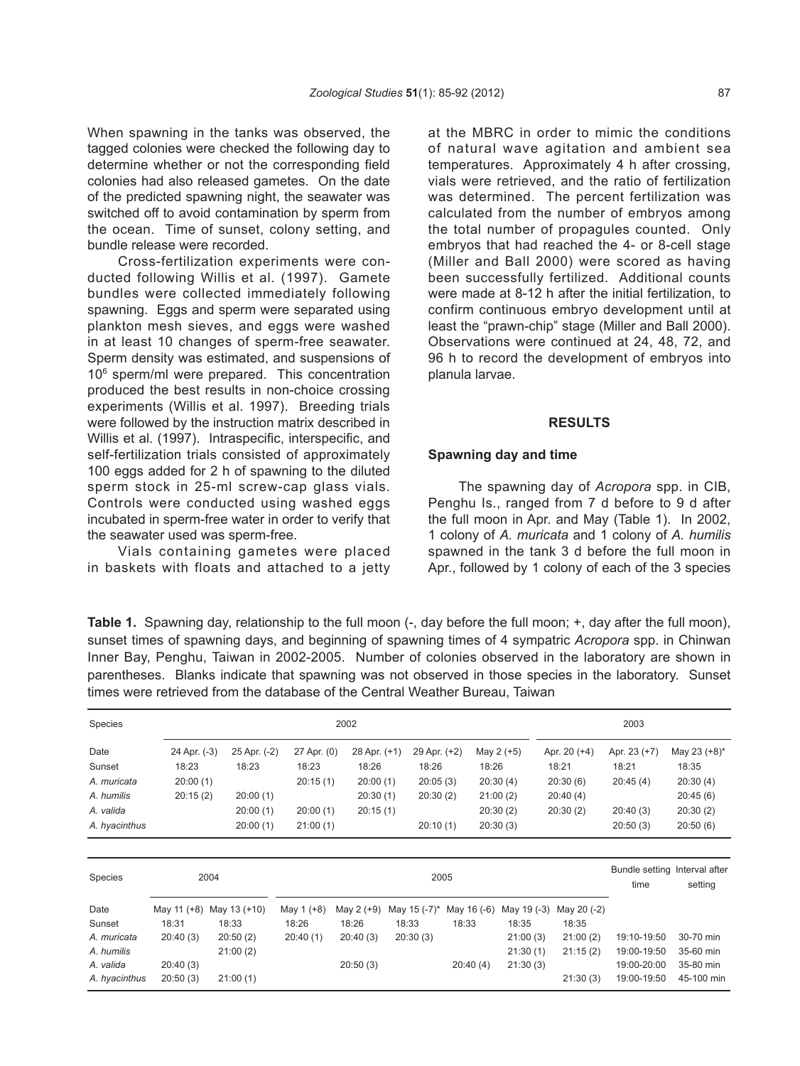When spawning in the tanks was observed, the tagged colonies were checked the following day to determine whether or not the corresponding field colonies had also released gametes. On the date of the predicted spawning night, the seawater was switched off to avoid contamination by sperm from the ocean. Time of sunset, colony setting, and bundle release were recorded.

Cross-fertilization experiments were conducted following Willis et al. (1997). Gamete bundles were collected immediately following spawning. Eggs and sperm were separated using plankton mesh sieves, and eggs were washed in at least 10 changes of sperm-free seawater. Sperm density was estimated, and suspensions of $10^6$ sperm/ml were prepared. This concentration produced the best results in non-choice crossing experiments (Willis et al. 1997). Breeding trials were followed by the instruction matrix described in Willis et al. (1997). Intraspecific, interspecific, and self-fertilization trials consisted of approximately 100 eggs added for 2 h of spawning to the diluted sperm stock in 25-ml screw-cap glass vials. Controls were conducted using washed eggs incubated in sperm-free water in order to verify that the seawater used was sperm-free.

Vials containing gametes were placed in baskets with floats and attached to a jetty at the MBRC in order to mimic the conditions of natural wave agitation and ambient sea temperatures. Approximately 4 h after crossing, vials were retrieved, and the ratio of fertilization was determined. The percent fertilization was calculated from the number of embryos among the total number of propagules counted. Only embryos that had reached the 4- or 8-cell stage (Miller and Ball 2000) were scored as having been successfully fertilized. Additional counts were made at 8-12 h after the initial fertilization, to confirm continuous embryo development until at least the "prawn-chip" stage (Miller and Ball 2000). Observations were continued at 24, 48, 72, and 96 h to record the development of embryos into planula larvae.

## RESULTS

### Spawning day and time

The spawning day of *Acropora* spp. in CIB, Penghu Is., ranged from 7 d before to 9 d after the full moon in Apr. and May (Table 1). In 2002, 1 colony of *A. muricata* and 1 colony of *A. humilis* spawned in the tank 3 d before the full moon in Apr., followed by 1 colony of each of the 3 species

**Table 1.** Spawning day, relationship to the full moon (-, day before the full moon; +, day after the full moon), sunset times of spawning days, and beginning of spawning times of 4 sympatric *Acropora* spp. in Chinwan Inner Bay, Penghu, Taiwan in 2002-2005. Number of colonies observed in the laboratory are shown in parentheses. Blanks indicate that spawning was not observed in those species in the laboratory. Sunset times were retrieved from the database of the Central Weather Bureau, Taiwan

| Species | 2002 | | | | | | 2003 | | |
|---|---|---|---|---|---|---|---|---|---|
| Date | 24 Apr. (-3) | 25 Apr. (-2) | 27 Apr. (0) | 28 Apr. (+1) | 29 Apr. (+2) | May 2 (+5) | Apr. 20 (+4) | Apr. 23 (+7) | May 23 (+8)* |
| Sunset | 18:23 | 18:23 | 18:23 | 18:26 | 18:26 | 18:26 | 18:21 | 18:21 | 18:35 |
| *A. muricata* | 20:00 (1) | | 20:15 (1) | 20:00 (1) | 20:05 (3) | 20:30 (4) | 20:30 (6) | 20:45 (4) | 20:30 (4) |
| *A. humilis* | 20:15 (2) | 20:00 (1) | | 20:30 (1) | 20:30 (2) | 21:00 (2) | 20:40 (4) | | 20:45 (6) |
| *A. valida* | | 20:00 (1) | 20:00 (1) | 20:15 (1) | | 20:30 (2) | 20:30 (2) | 20:40 (3) | 20:30 (2) |
| *A. hyacinthus* | | 20:00 (1) | 21:00 (1) | | 20:10 (1) | 20:30 (3) | | 20:50 (3) | 20:50 (6) |

| Species | 2004 | | 2005 | | | | | | Bundle setting time | Interval after setting |
|---|---|---|---|---|---|---|---|---|---|---|
| Date | May 11 (+8) | May 13 (+10) | May 1 (+8) | May 2 (+9) | May 15 (-7)* | May 16 (-6) | May 19 (-3) | May 20 (-2) | | |
| Sunset | 18:31 | 18:33 | 18:26 | 18:26 | 18:33 | 18:33 | 18:35 | 18:35 | | |
| *A. muricata* | 20:40 (3) | 20:50 (2) | 20:40 (1) | 20:40 (3) | 20:30 (3) | | 21:00 (3) | 21:00 (2) | 19:10-19:50 | 30-70 min |
| *A. humilis* | | 21:00 (2) | | | | | 21:30 (1) | 21:15 (2) | 19:00-19:50 | 35-60 min |
| *A. valida* | 20:40 (3) | | | 20:50 (3) | | 20:40 (4) | 21:30 (3) | | 19:00-20:00 | 35-80 min |
| *A. hyacinthus* | 20:50 (3) | 21:00 (1) | | | | | | 21:30 (3) | 19:00-19:50 | 45-100 min |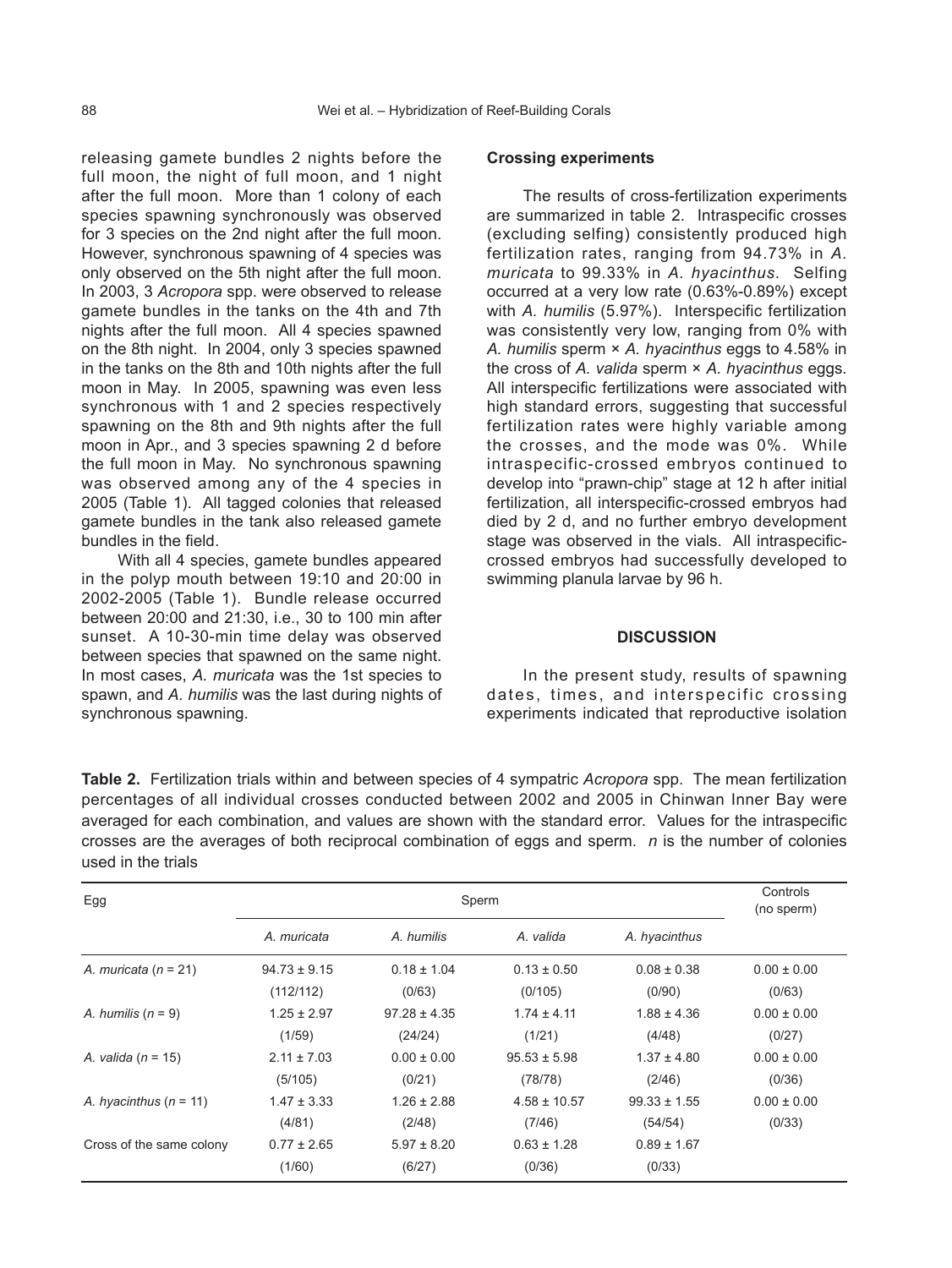releasing gamete bundles 2 nights before the full moon, the night of full moon, and 1 night after the full moon. More than 1 colony of each species spawning synchronously was observed for 3 species on the 2nd night after the full moon. However, synchronous spawning of 4 species was only observed on the 5th night after the full moon. In 2003, 3 *Acropora* spp. were observed to release gamete bundles in the tanks on the 4th and 7th nights after the full moon. All 4 species spawned on the 8th night. In 2004, only 3 species spawned in the tanks on the 8th and 10th nights after the full moon in May. In 2005, spawning was even less synchronous with 1 and 2 species respectively spawning on the 8th and 9th nights after the full moon in Apr., and 3 species spawning 2 d before the full moon in May. No synchronous spawning was observed among any of the 4 species in 2005 (Table 1). All tagged colonies that released gamete bundles in the tank also released gamete bundles in the field.

With all 4 species, gamete bundles appeared in the polyp mouth between 19:10 and 20:00 in 2002-2005 (Table 1). Bundle release occurred between 20:00 and 21:30, i.e., 30 to 100 min after sunset. A 10-30-min time delay was observed between species that spawned on the same night. In most cases, *A. muricata* was the 1st species to spawn, and *A. humilis* was the last during nights of synchronous spawning.

**Crossing experiments**

The results of cross-fertilization experiments are summarized in table 2. Intraspecific crosses (excluding selfing) consistently produced high fertilization rates, ranging from 94.73% in *A. muricata* to 99.33% in *A. hyacinthus*. Selfing occurred at a very low rate (0.63%-0.89%) except with *A. humilis* (5.97%). Interspecific fertilization was consistently very low, ranging from 0% with *A. humilis* sperm × *A. hyacinthus* eggs to 4.58% in the cross of *A. valida* sperm × *A. hyacinthus* eggs. All interspecific fertilizations were associated with high standard errors, suggesting that successful fertilization rates were highly variable among the crosses, and the mode was 0%. While intraspecific-crossed embryos continued to develop into "prawn-chip" stage at 12 h after initial fertilization, all interspecific-crossed embryos had died by 2 d, and no further embryo development stage was observed in the vials. All intraspecific-crossed embryos had successfully developed to swimming planula larvae by 96 h.

## DISCUSSION

In the present study, results of spawning dates, times, and interspecific crossing experiments indicated that reproductive isolation

**Table 2.** Fertilization trials within and between species of 4 sympatric *Acropora* spp. The mean fertilization percentages of all individual crosses conducted between 2002 and 2005 in Chinwan Inner Bay were averaged for each combination, and values are shown with the standard error. Values for the intraspecific crosses are the averages of both reciprocal combination of eggs and sperm. *n* is the number of colonies used in the trials

| Egg | Sperm | | | | Controls (no sperm) |
|---|---|---|---|---|---|
| | *A. muricata* | *A. humilis* | *A. valida* | *A. hyacinthus* | |
| *A. muricata* (*n* = 21) | 94.73 ± 9.15 | 0.18 ± 1.04 | 0.13 ± 0.50 | 0.08 ± 0.38 | 0.00 ± 0.00 |
| | (112/112) | (0/63) | (0/105) | (0/90) | (0/63) |
| *A. humilis* (*n* = 9) | 1.25 ± 2.97 | 97.28 ± 4.35 | 1.74 ± 4.11 | 1.88 ± 4.36 | 0.00 ± 0.00 |
| | (1/59) | (24/24) | (1/21) | (4/48) | (0/27) |
| *A. valida* (*n* = 15) | 2.11 ± 7.03 | 0.00 ± 0.00 | 95.53 ± 5.98 | 1.37 ± 4.80 | 0.00 ± 0.00 |
| | (5/105) | (0/21) | (78/78) | (2/46) | (0/36) |
| *A. hyacinthus* (*n* = 11) | 1.47 ± 3.33 | 1.26 ± 2.88 | 4.58 ± 10.57 | 99.33 ± 1.55 | 0.00 ± 0.00 |
| | (4/81) | (2/48) | (7/46) | (54/54) | (0/33) |
| Cross of the same colony | 0.77 ± 2.65 | 5.97 ± 8.20 | 0.63 ± 1.28 | 0.89 ± 1.67 | |
| | (1/60) | (6/27) | (0/36) | (0/33) | |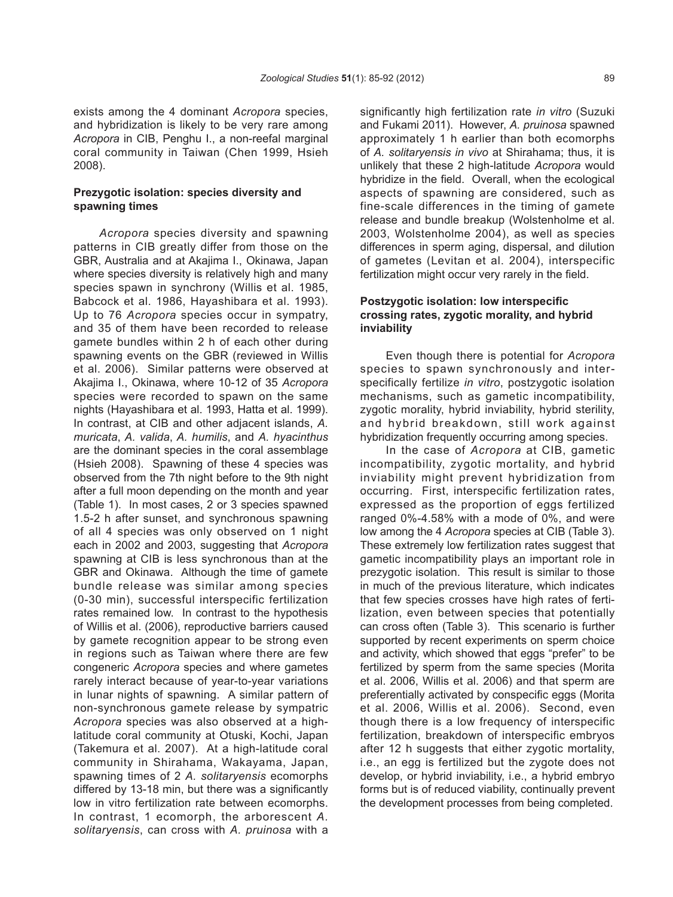exists among the 4 dominant *Acropora* species, and hybridization is likely to be very rare among *Acropora* in CIB, Penghu I., a non-reefal marginal coral community in Taiwan (Chen 1999, Hsieh 2008).

### Prezygotic isolation: species diversity and spawning times

*Acropora* species diversity and spawning patterns in CIB greatly differ from those on the GBR, Australia and at Akajima I., Okinawa, Japan where species diversity is relatively high and many species spawn in synchrony (Willis et al. 1985, Babcock et al. 1986, Hayashibara et al. 1993). Up to 76 *Acropora* species occur in sympatry, and 35 of them have been recorded to release gamete bundles within 2 h of each other during spawning events on the GBR (reviewed in Willis et al. 2006). Similar patterns were observed at Akajima I., Okinawa, where 10-12 of 35 *Acropora* species were recorded to spawn on the same nights (Hayashibara et al. 1993, Hatta et al. 1999). In contrast, at CIB and other adjacent islands, *A. muricata*, *A. valida*, *A. humilis*, and *A. hyacinthus* are the dominant species in the coral assemblage (Hsieh 2008). Spawning of these 4 species was observed from the 7th night before to the 9th night after a full moon depending on the month and year (Table 1). In most cases, 2 or 3 species spawned 1.5-2 h after sunset, and synchronous spawning of all 4 species was only observed on 1 night each in 2002 and 2003, suggesting that *Acropora* spawning at CIB is less synchronous than at the GBR and Okinawa. Although the time of gamete bundle release was similar among species (0-30 min), successful interspecific fertilization rates remained low. In contrast to the hypothesis of Willis et al. (2006), reproductive barriers caused by gamete recognition appear to be strong even in regions such as Taiwan where there are few congeneric *Acropora* species and where gametes rarely interact because of year-to-year variations in lunar nights of spawning. A similar pattern of non-synchronous gamete release by sympatric *Acropora* species was also observed at a high-latitude coral community at Otuski, Kochi, Japan (Takemura et al. 2007). At a high-latitude coral community in Shirahama, Wakayama, Japan, spawning times of 2 *A. solitaryensis* ecomorphs differed by 13-18 min, but there was a significantly low in vitro fertilization rate between ecomorphs. In contrast, 1 ecomorph, the arborescent *A. solitaryensis*, can cross with *A. pruinosa* with a significantly high fertilization rate *in vitro* (Suzuki and Fukami 2011). However, *A. pruinosa* spawned approximately 1 h earlier than both ecomorphs of *A. solitaryensis in vivo* at Shirahama; thus, it is unlikely that these 2 high-latitude *Acropora* would hybridize in the field. Overall, when the ecological aspects of spawning are considered, such as fine-scale differences in the timing of gamete release and bundle breakup (Wolstenholme et al. 2003, Wolstenholme 2004), as well as species differences in sperm aging, dispersal, and dilution of gametes (Levitan et al. 2004), interspecific fertilization might occur very rarely in the field.

### Postzygotic isolation: low interspecific crossing rates, zygotic morality, and hybrid inviability

Even though there is potential for *Acropora* species to spawn synchronously and interspecifically fertilize *in vitro*, postzygotic isolation mechanisms, such as gametic incompatibility, zygotic morality, hybrid inviability, hybrid sterility, and hybrid breakdown, still work against hybridization frequently occurring among species.

In the case of *Acropora* at CIB, gametic incompatibility, zygotic mortality, and hybrid inviability might prevent hybridization from occurring. First, interspecific fertilization rates, expressed as the proportion of eggs fertilized ranged 0%-4.58% with a mode of 0%, and were low among the 4 *Acropora* species at CIB (Table 3). These extremely low fertilization rates suggest that gametic incompatibility plays an important role in prezygotic isolation. This result is similar to those in much of the previous literature, which indicates that few species crosses have high rates of fertilization, even between species that potentially can cross often (Table 3). This scenario is further supported by recent experiments on sperm choice and activity, which showed that eggs "prefer" to be fertilized by sperm from the same species (Morita et al. 2006, Willis et al. 2006) and that sperm are preferentially activated by conspecific eggs (Morita et al. 2006, Willis et al. 2006). Second, even though there is a low frequency of interspecific fertilization, breakdown of interspecific embryos after 12 h suggests that either zygotic mortality, i.e., an egg is fertilized but the zygote does not develop, or hybrid inviability, i.e., a hybrid embryo forms but is of reduced viability, continually prevent the development processes from being completed.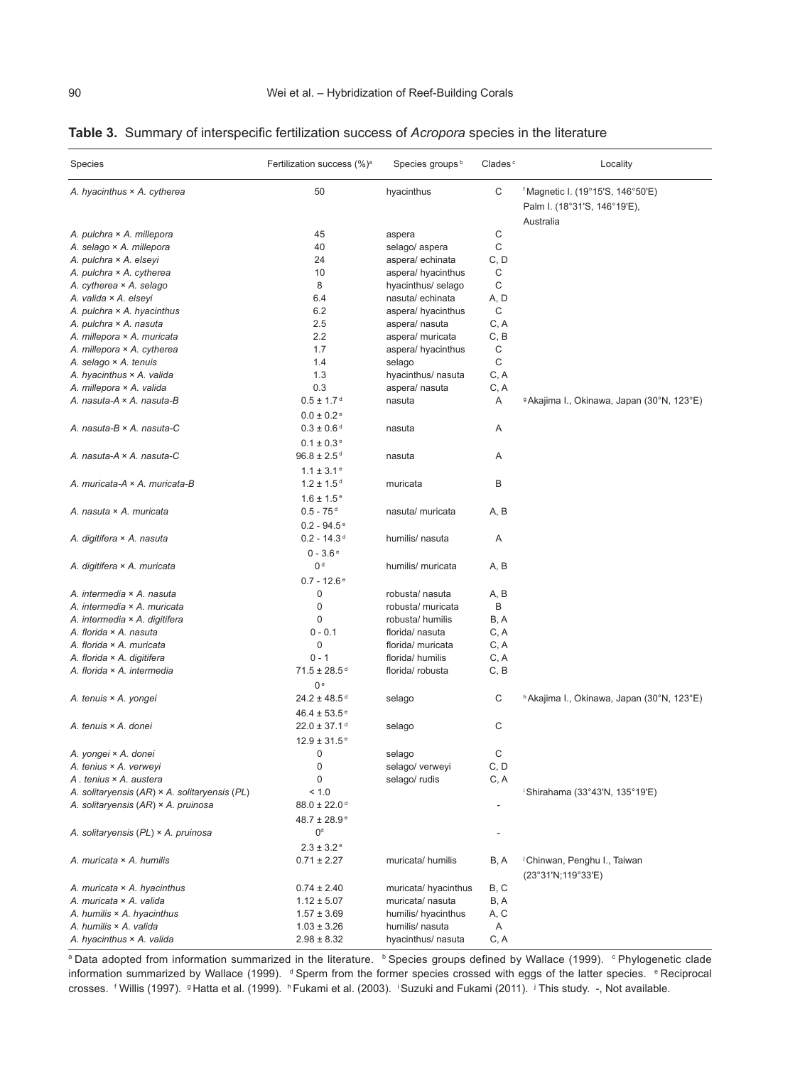**Table 3.** Summary of interspecific fertilization success of *Acropora* species in the literature

| Species | Fertilization success (%)[a] | Species groups[b] | Clades[c] | Locality |
|---|---|---|---|---|
| *A. hyacinthus* × *A. cytherea* | 50 | hyacinthus | C | [f] Magnetic I. (19°15'S, 146°50'E) Palm I. (18°31'S, 146°19'E), Australia |
| *A. pulchra* × *A. millepora* | 45 | aspera | C | |
| *A. selago* × *A. millepora* | 40 | selago/ aspera | C | |
| *A. pulchra* × *A. elseyi* | 24 | aspera/ echinata | C, D | |
| *A. pulchra* × *A. cytherea* | 10 | aspera/ hyacinthus | C | |
| *A. cytherea* × *A. selago* | 8 | hyacinthus/ selago | C | |
| *A. valida* × *A. elseyi* | 6.4 | nasuta/ echinata | A, D | |
| *A. pulchra* × *A. hyacinthus* | 6.2 | aspera/ hyacinthus | C | |
| *A. pulchra* × *A. nasuta* | 2.5 | aspera/ nasuta | C, A | |
| *A. millepora* × *A. muricata* | 2.2 | aspera/ muricata | C, B | |
| *A. millepora* × *A. cytherea* | 1.7 | aspera/ hyacinthus | C | |
| *A. selago* × *A. tenuis* | 1.4 | selago | C | |
| *A. hyacinthus* × *A. valida* | 1.3 | hyacinthus/ nasuta | C, A | |
| *A. millepora* × *A. valida* | 0.3 | aspera/ nasuta | C, A | |
| *A. nasuta-A* × *A. nasuta-B* | 0.5 ± 1.7[d] 0.0 ± 0.2[e] | nasuta | A | [g] Akajima I., Okinawa, Japan (30°N, 123°E) |
| *A. nasuta-B* × *A. nasuta-C* | 0.3 ± 0.6[d] 0.1 ± 0.3[e] | nasuta | A | |
| *A. nasuta-A* × *A. nasuta-C* | 96.8 ± 2.5[d] 1.1 ± 3.1[e] | nasuta | A | |
| *A. muricata-A* × *A. muricata-B* | 1.2 ± 1.5[d] 1.6 ± 1.5[e] | muricata | B | |
| *A. nasuta* × *A. muricata* | 0.5 - 75[d] 0.2 - 94.5[e] | nasuta/ muricata | A, B | |
| *A. digitifera* × *A. nasuta* | 0.2 - 14.3[d] 0 - 3.6[e] | humilis/ nasuta | A | |
| *A. digitifera* × *A. muricata* | 0[d] 0.7 - 12.6[e] | humilis/ muricata | A, B | |
| *A. intermedia* × *A. nasuta* | 0 | robusta/ nasuta | A, B | |
| *A. intermedia* × *A. muricata* | 0 | robusta/ muricata | B | |
| *A. intermedia* × *A. digitifera* | 0 | robusta/ humilis | B, A | |
| *A. florida* × *A. nasuta* | 0 - 0.1 | florida/ nasuta | C, A | |
| *A. florida* × *A. muricata* | 0 | florida/ muricata | C, A | |
| *A. florida* × *A. digitifera* | 0 - 1 | florida/ humilis | C, A | |
| *A. florida* × *A. intermedia* | 71.5 ± 28.5[d] 0[e] | florida/ robusta | C, B | |
| *A. tenuis* × *A. yongei* | 24.2 ± 48.5[d] 46.4 ± 53.5[e] | selago | C | [h] Akajima I., Okinawa, Japan (30°N, 123°E) |
| *A. tenuis* × *A. donei* | 22.0 ± 37.1[d] 12.9 ± 31.5[e] | selago | C | |
| *A. yongei* × *A. donei* | 0 | selago | C | |
| *A. tenius* × *A. verweyi* | 0 | selago/ verweyi | C, D | |
| *A . tenius* × *A. austera* | 0 | selago/ rudis | C, A | |
| *A. solitaryensis* (*AR*) × *A. solitaryensis* (*PL*) | < 1.0 | | | [i] Shirahama (33°43'N, 135°19'E) |
| *A. solitaryensis* (*AR*) × *A. pruinosa* | 88.0 ± 22.0[d] 48.7 ± 28.9[e] | | - | |
| *A. solitaryensis* (*PL*) × *A. pruinosa* | 0[d] 2.3 ± 3.2[e] | | - | |
| *A. muricata* × *A. humilis* | 0.71 ± 2.27 | muricata/ humilis | B, A | [j] Chinwan, Penghu I., Taiwan (23°31'N;119°33'E) |
| *A. muricata* × *A. hyacinthus* | 0.74 ± 2.40 | muricata/ hyacinthus | B, C | |
| *A. muricata* × *A. valida* | 1.12 ± 5.07 | muricata/ nasuta | B, A | |
| *A. humilis* × *A. hyacinthus* | 1.57 ± 3.69 | humilis/ hyacinthus | A, C | |
| *A. humilis* × *A. valida* | 1.03 ± 3.26 | humilis/ nasuta | A | |
| *A. hyacinthus* × *A. valida* | 2.98 ± 8.32 | hyacinthus/ nasuta | C, A | |

[a] Data adopted from information summarized in the literature. [b] Species groups defined by Wallace (1999). [c] Phylogenetic clade information summarized by Wallace (1999). [d] Sperm from the former species crossed with eggs of the latter species. [e] Reciprocal crosses. [f] Willis (1997). [g] Hatta et al. (1999). [h] Fukami et al. (2003). [i] Suzuki and Fukami (2011). [j] This study. -, Not available.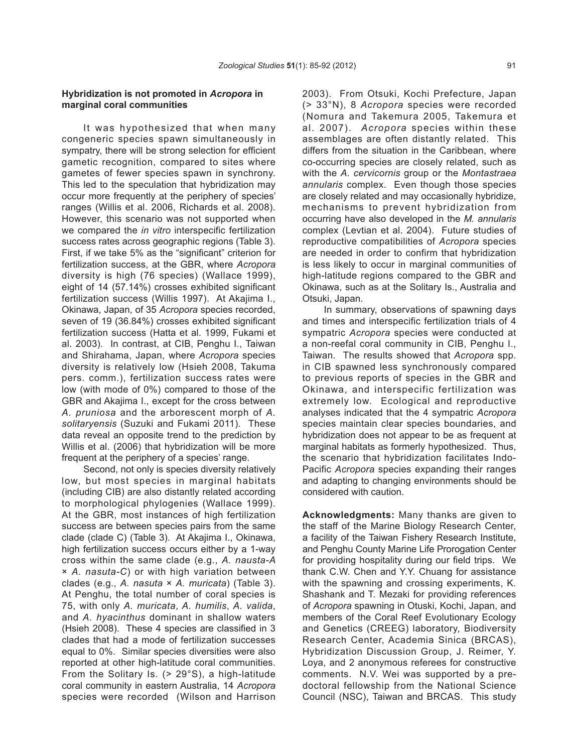### Hybridization is not promoted in *Acropora* in marginal coral communities

It was hypothesized that when many congeneric species spawn simultaneously in sympatry, there will be strong selection for efficient gametic recognition, compared to sites where gametes of fewer species spawn in synchrony. This led to the speculation that hybridization may occur more frequently at the periphery of species' ranges (Willis et al. 2006, Richards et al. 2008). However, this scenario was not supported when we compared the *in vitro* interspecific fertilization success rates across geographic regions (Table 3). First, if we take 5% as the "significant" criterion for fertilization success, at the GBR, where *Acropora* diversity is high (76 species) (Wallace 1999), eight of 14 (57.14%) crosses exhibited significant fertilization success (Willis 1997). At Akajima I., Okinawa, Japan, of 35 *Acropora* species recorded, seven of 19 (36.84%) crosses exhibited significant fertilization success (Hatta et al. 1999, Fukami et al. 2003). In contrast, at CIB, Penghu I., Taiwan and Shirahama, Japan, where *Acropora* species diversity is relatively low (Hsieh 2008, Takuma pers. comm.), fertilization success rates were low (with mode of 0%) compared to those of the GBR and Akajima I., except for the cross between *A. pruniosa* and the arborescent morph of *A. solitaryensis* (Suzuki and Fukami 2011). These data reveal an opposite trend to the prediction by Willis et al. (2006) that hybridization will be more frequent at the periphery of a species' range.

Second, not only is species diversity relatively low, but most species in marginal habitats (including CIB) are also distantly related according to morphological phylogenies (Wallace 1999). At the GBR, most instances of high fertilization success are between species pairs from the same clade (clade C) (Table 3). At Akajima I., Okinawa, high fertilization success occurs either by a 1-way cross within the same clade (e.g., *A. nausta-A* × *A. nasuta-C*) or with high variation between clades (e.g., *A. nasuta* × *A. muricata*) (Table 3). At Penghu, the total number of coral species is 75, with only *A. muricata*, *A. humilis*, *A. valida*, and *A. hyacinthus* dominant in shallow waters (Hsieh 2008). These 4 species are classified in 3 clades that had a mode of fertilization successes equal to 0%. Similar species diversities were also reported at other high-latitude coral communities. From the Solitary Is. (> 29°S), a high-latitude coral community in eastern Australia, 14 *Acropora* species were recorded (Wilson and Harrison 2003). From Otsuki, Kochi Prefecture, Japan (> 33°N), 8 *Acropora* species were recorded (Nomura and Takemura 2005, Takemura et al. 2007). *Acropora* species within these assemblages are often distantly related. This differs from the situation in the Caribbean, where co-occurring species are closely related, such as with the *A. cervicornis* group or the *Montastraea annularis* complex. Even though those species are closely related and may occasionally hybridize, mechanisms to prevent hybridization from occurring have also developed in the *M. annularis* complex (Levtian et al. 2004). Future studies of reproductive compatibilities of *Acropora* species are needed in order to confirm that hybridization is less likely to occur in marginal communities of high-latitude regions compared to the GBR and Okinawa, such as at the Solitary Is., Australia and Otsuki, Japan.

In summary, observations of spawning days and times and interspecific fertilization trials of 4 sympatric *Acropora* species were conducted at a non-reefal coral community in CIB, Penghu I., Taiwan. The results showed that *Acropora* spp. in CIB spawned less synchronously compared to previous reports of species in the GBR and Okinawa, and interspecific fertilization was extremely low. Ecological and reproductive analyses indicated that the 4 sympatric *Acropora* species maintain clear species boundaries, and hybridization does not appear to be as frequent at marginal habitats as formerly hypothesized. Thus, the scenario that hybridization facilitates Indo-Pacific *Acropora* species expanding their ranges and adapting to changing environments should be considered with caution.

**Acknowledgments:** Many thanks are given to the staff of the Marine Biology Research Center, a facility of the Taiwan Fishery Research Institute, and Penghu County Marine Life Prorogation Center for providing hospitality during our field trips. We thank C.W. Chen and Y.Y. Chuang for assistance with the spawning and crossing experiments, K. Shashank and T. Mezaki for providing references of *Acropora* spawning in Otuski, Kochi, Japan, and members of the Coral Reef Evolutionary Ecology and Genetics (CREEG) laboratory, Biodiversity Research Center, Academia Sinica (BRCAS), Hybridization Discussion Group, J. Reimer, Y. Loya, and 2 anonymous referees for constructive comments. N.V. Wei was supported by a pre-doctoral fellowship from the National Science Council (NSC), Taiwan and BRCAS. This study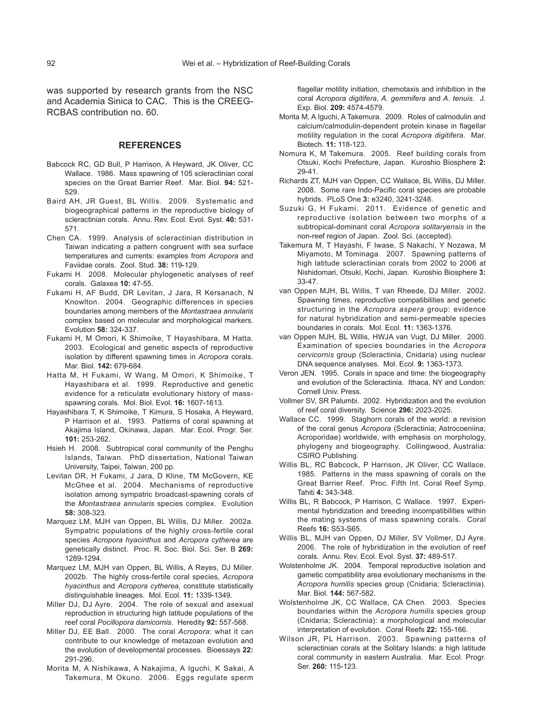was supported by research grants from the NSC and Academia Sinica to CAC. This is the CREEG-RCBAS contribution no. 60.

## REFERENCES

Babcock RC, GD Bull, P Harrison, A Heyward, JK Oliver, CC Wallace. 1986. Mass spawning of 105 scleractinian coral species on the Great Barrier Reef. Mar. Biol. **94:** 521-529.

Baird AH, JR Guest, BL Willis. 2009. Systematic and biogeographical patterns in the reproductive biology of scleractinian corals. Annu. Rev. Ecol. Evol. Syst. **40:** 531-571.

Chen CA. 1999. Analysis of scleractinian distribution in Taiwan indicating a pattern congruent with sea surface temperatures and currents: examples from *Acropora* and Faviidae corals. Zool. Stud. **38:** 119-129.

Fukami H. 2008. Molecular phylogenetic analyses of reef corals. Galaxea **10:** 47-55.

Fukami H, AF Budd, DR Levitan, J Jara, R Kersanach, N Knowlton. 2004. Geographic differences in species boundaries among members of the *Montastraea annularis* complex based on molecular and morphological markers. Evolution **58:** 324-337.

Fukami H, M Omori, K Shimoike, T Hayashibara, M Hatta. 2003. Ecological and genetic aspects of reproductive isolation by different spawning times in *Acropora* corals. Mar. Biol. **142:** 679-684.

Hatta M, H Fukami, W Wang, M Omori, K Shimoike, T Hayashibara et al. 1999. Reproductive and genetic evidence for a reticulate evolutionary history of mass-spawning corals. Mol. Biol. Evol. **16:** 1607-1613.

Hayashibara T, K Shimoike, T Kimura, S Hosaka, A Heyward, P Harrison et al. 1993. Patterns of coral spawning at Akajima Island, Okinawa, Japan. Mar. Ecol. Progr. Ser. **101:** 253-262.

Hsieh H. 2008. Subtropical coral community of the Penghu Islands, Taiwan. PhD dissertation, National Taiwan University, Taipei, Taiwan, 200 pp.

Levitan DR, H Fukami, J Jara, D Kline, TM McGovern, KE McGhee et al. 2004. Mechanisms of reproductive isolation among sympatric broadcast-spawning corals of the *Montastraea annularis* species complex. Evolution **58:** 308-323.

Marquez LM, MJH van Oppen, BL Willis, DJ Miller. 2002a. Sympatric populations of the highly cross-fertile coral species *Acropora hyacinthus* and *Acropora cytherea* are genetically distinct. Proc. R. Soc. Biol. Sci. Ser. B **269:** 1289-1294.

Marquez LM, MJH van Oppen, BL Willis, A Reyes, DJ Miller. 2002b. The highly cross-fertile coral species, *Acropora hyacinthus* and *Acropora cytherea*, constitute statistically distinguishable lineages. Mol. Ecol. **11:** 1339-1349.

Miller DJ, DJ Ayre. 2004. The role of sexual and asexual reproduction in structuring high latitude populations of the reef coral *Pocillopora damicornis*. Heredity **92:** 557-568.

Miller DJ, EE Ball. 2000. The coral *Acropora*: what it can contribute to our knowledge of metazoan evolution and the evolution of developmental processes. Bioessays **22:** 291-296.

Morita M, A Nishikawa, A Nakajima, A Iguchi, K Sakai, A Takemura, M Okuno. 2006. Eggs regulate sperm flagellar motility initiation, chemotaxis and inhibition in the coral *Acropora digitifera*, *A. gemmifera* and *A. tenuis*. J. Exp. Biol. **209:** 4574-4579.

Morita M, A Iguchi, A Takemura. 2009. Roles of calmodulin and calcium/calmodulin-dependent protein kinase in flagellar motility regulation in the coral *Acropora digitifera*. Mar. Biotech. **11:** 118-123.

Nomura K, M Takemura. 2005. Reef building corals from Otsuki, Kochi Prefecture, Japan. Kuroshio Biosphere **2:** 29-41.

Richards ZT, MJH van Oppen, CC Wallace, BL Willis, DJ Miller. 2008. Some rare Indo-Pacific coral species are probable hybrids. PLoS One **3:** e3240, 3241-3248.

Suzuki G, H Fukami. 2011. Evidence of genetic and reproductive isolation between two morphs of a subtropical-dominant coral *Acropora solitaryensis* in the non-reef region of Japan. Zool. Sci. (accepted).

Takemura M, T Hayashi, F Iwase, S Nakachi, Y Nozawa, M Miyamoto, M Tominaga. 2007. Spawning patterns of high latitude scleractinian corals from 2002 to 2006 at Nishidomari, Otsuki, Kochi, Japan. Kuroshio Biosphere **3:** 33-47.

van Oppen MJH, BL Willis, T van Rheede, DJ Miller. 2002. Spawning times, reproductive compatibilities and genetic structuring in the *Acropora aspera* group: evidence for natural hybridization and semi-permeable species boundaries in corals. Mol. Ecol. **11:** 1363-1376.

van Oppen MJH, BL Willis, HWJA van Vugt, DJ Miller. 2000. Examination of species boundaries in the *Acropora cervicornis* group (Scleractinia, Cnidaria) using nuclear DNA sequence analyses. Mol. Ecol. **9:** 1363-1373.

Veron JEN. 1995. Corals in space and time: the biogeography and evolution of the Scleractinia. Ithaca, NY and London: Cornell Univ. Press.

Vollmer SV, SR Palumbi. 2002. Hybridization and the evolution of reef coral diversity. Science **296:** 2023-2025.

Wallace CC. 1999. Staghorn corals of the world: a revision of the coral genus *Acropora* (Scleractinia; Astrocoeniina; Acroporidae) worldwide, with emphasis on morphology, phylogeny and biogeography. Collingwood, Australia: CSIRO Publishing.

Willis BL, RC Babcock, P Harrison, JK Oliver, CC Wallace. 1985. Patterns in the mass spawning of corals on the Great Barrier Reef. Proc. Fifth Int. Coral Reef Symp. Tahiti **4:** 343-348.

Willis BL, R Babcock, P Harrison, C Wallace. 1997. Experimental hybridization and breeding incompatibilities within the mating systems of mass spawning corals. Coral Reefs **16:** S53-S65.

Willis BL, MJH van Oppen, DJ Miller, SV Vollmer, DJ Ayre. 2006. The role of hybridization in the evolution of reef corals. Annu. Rev. Ecol. Evol. Syst. **37:** 489-517.

Wolstenholme JK. 2004. Temporal reproductive isolation and gametic compatibility area evolutionary mechanisms in the *Acropora humilis* species group (Cnidaria; Scleractinia). Mar. Biol. **144:** 567-582.

Wolstenholme JK, CC Wallace, CA Chen. 2003. Species boundaries within the *Acropora humilis* species group (Cnidaria; Scleractinia): a morphological and molecular interpretation of evolution. Coral Reefs **22:** 155-166.

Wilson JR, PL Harrison. 2003. Spawning patterns of scleractinian corals at the Solitary Islands: a high latitude coral community in eastern Australia. Mar. Ecol. Progr. Ser. **260:** 115-123.